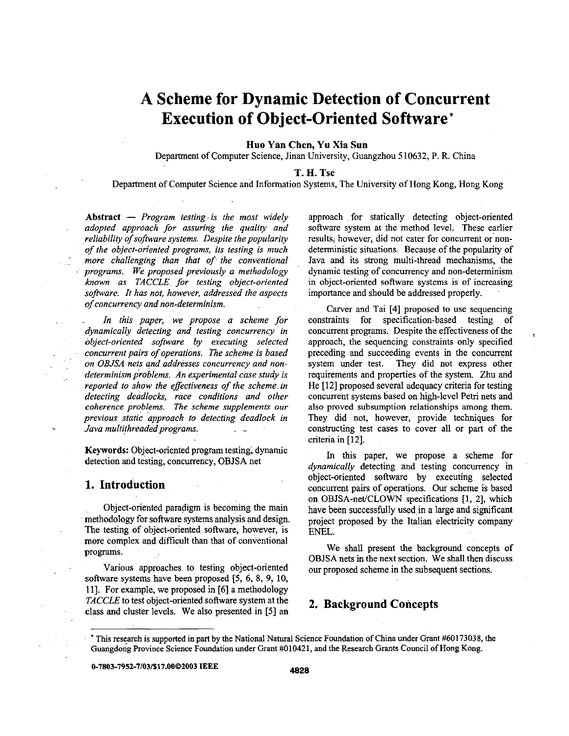# A Scheme for Dynamic Detection of Concurrent Execution of Object-Oriented Software*

**Huo Yan Chen, Yu Xia Sun**

Department of Computer Science, Jinan University, Guangzhou 510632, P. R. China

**T. H. Tse**

Department of Computer Science and Information Systems, The University of Hong Kong, Hong Kong

**Abstract** — *Program testing is the most widely adopted approach for assuring the quality and reliability of software systems. Despite the popularity of the object-oriented programs, its testing is much more challenging than that of the conventional programs. We proposed previously a methodology known as TACCLE for testing object-oriented software. It has not, however, addressed the aspects of concurrency and non-determinism.*

*In this paper, we propose a scheme for dynamically detecting and testing concurrency in object-oriented software by executing selected concurrent pairs of operations. The scheme is based on OBJSA nets and addresses concurrency and non-determinism problems. An experimental case study is reported to show the effectiveness of the scheme in detecting deadlocks, race conditions and other coherence problems. The scheme supplements our previous static approach to detecting deadlock in Java multithreaded programs.*

**Keywords:** Object-oriented program testing, dynamic detection and testing, concurrency, OBJSA net

## 1. Introduction

Object-oriented paradigm is becoming the main methodology for software systems analysis and design. The testing of object-oriented software, however, is more complex and difficult than that of conventional programs.

Various approaches to testing object-oriented software systems have been proposed [5, 6, 8, 9, 10, 11]. For example, we proposed in [6] a methodology *TACCLE* to test object-oriented software system at the class and cluster levels. We also presented in [5] an approach for statically detecting object-oriented software system at the method level. These earlier results, however, did not cater for concurrent or non-deterministic situations. Because of the popularity of Java and its strong multi-thread mechanisms, the dynamic testing of concurrency and non-determinism in object-oriented software systems is of increasing importance and should be addressed properly.

Carver and Tai [4] proposed to use sequencing constraints for specification-based testing of concurrent programs. Despite the effectiveness of the approach, the sequencing constraints only specified preceding and succeeding events in the concurrent system under test. They did not express other requirements and properties of the system. Zhu and He [12] proposed several adequacy criteria for testing concurrent systems based on high-level Petri nets and also proved subsumption relationships among them. They did not, however, provide techniques for constructing test cases to cover all or part of the criteria in [12].

In this paper, we propose a scheme for *dynamically* detecting and testing concurrency in object-oriented software by executing selected concurrent pairs of operations. Our scheme is based on OBJSA-net/CLOWN specifications [1, 2], which have been successfully used in a large and significant project proposed by the Italian electricity company ENEL.

We shall present the background concepts of OBJSA nets in the next section. We shall then discuss our proposed scheme in the subsequent sections.

## 2. Background Concepts

* This research is supported in part by the National Natural Science Foundation of China under Grant #60173038, the Guangdong Province Science Foundation under Grant #010421, and the Research Grants Council of Hong Kong.

0-7803-7952-7/03/$17.00©2003 IEEE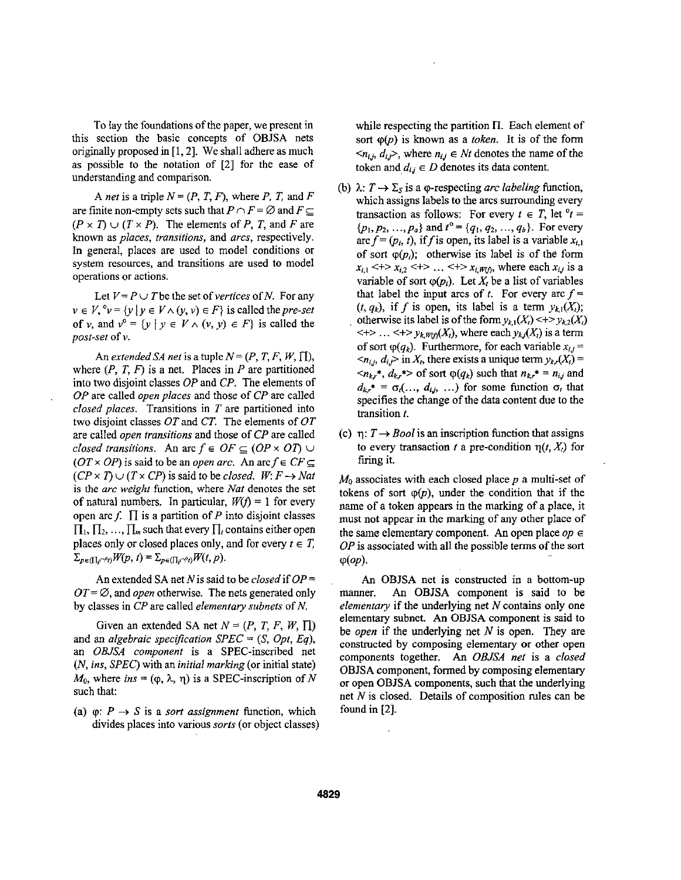To lay the foundations of the paper, we present in this section the basic concepts of OBJSA nets originally proposed in [1, 2]. We shall adhere as much as possible to the notation of [2] for the ease of understanding and comparison.

A *net* is a triple $N = (P, T, F)$, where $P$, $T$, and $F$ are finite non-empty sets such that $P \cap F = \emptyset$ and $F \subseteq (P \times T) \cup (T \times P)$. The elements of $P$, $T$, and $F$ are known as *places*, *transitions*, and *arcs*, respectively. In general, places are used to model conditions or system resources, and transitions are used to model operations or actions.

Let $V = P \cup T$ be the set of *vertices* of $N$. For any $v \in V$, ${}^{o}v = \{y \mid y \in V \wedge (y, v) \in F\}$ is called the *pre-set* of $v$, and $v^{o} = \{y \mid y \in V \wedge (v, y) \in F\}$ is called the *post-set* of $v$.

An *extended SA net* is a tuple $N = (P, T, F, W, \Pi)$, where $(P, T, F)$ is a net. Places in $P$ are partitioned into two disjoint classes $OP$ and $CP$. The elements of $OP$ are called *open places* and those of $CP$ are called *closed places*. Transitions in $T$ are partitioned into two disjoint classes $OT$ and $CT$. The elements of $OT$ are called *open transitions* and those of $CP$ are called *closed transitions*. An arc $f \in OF \subseteq (OP \times OT) \cup (OT \times OP)$ is said to be an *open arc*. An arc $f \in CF \subseteq (CP \times T) \cup (T \times CP)$ is said to be *closed*. $W: F \rightarrow Nat$ is the *arc weight* function, where $Nat$ denotes the set of natural numbers. In particular, $W(f) = 1$ for every open arc $f$. $\Pi$ is a partition of $P$ into disjoint classes $\Pi_1, \Pi_2, \ldots, \Pi_m$ such that every $\Pi_i$ contains either open places only or closed places only, and for every $t \in T$, $\Sigma_{p \in (\Pi_i \cap {}^{o}t)} W(p, t) = \Sigma_{p \in (\Pi_i \cap t^{o})} W(t, p)$.

An extended SA net $N$ is said to be *closed* if $OP = OT = \emptyset$, and *open* otherwise. The nets generated only by classes in $CP$ are called *elementary subnets* of $N$.

Given an extended SA net $N = (P, T, F, W, \Pi)$ and an *algebraic specification* $SPEC = (S, Opt, Eq)$, an *OBJSA component* is a SPEC-inscribed net $(N, ins, SPEC)$ with an *initial marking* (or initial state) $M_0$, where $ins = (\varphi, \lambda, \eta)$ is a SPEC-inscription of $N$ such that:

(a) $\varphi$: $P \rightarrow S$ is a *sort assignment* function, which divides places into various *sorts* (or object classes) while respecting the partition $\Pi$. Each element of sort $\varphi(p)$ is known as a *token*. It is of the form $<n_{i,j}, d_{i,j}>$, where $n_{i,j} \in Nt$ denotes the name of the token and $d_{i,j} \in D$ denotes its data content.

(b) $\lambda$: $T \rightarrow \Sigma_S$ is a $\varphi$-respecting *arc labeling* function, which assigns labels to the arcs surrounding every transaction as follows: For every $t \in T$, let ${}^{o}t = \{p_1, p_2, \ldots, p_a\}$ and $t^{o} = \{q_1, q_2, \ldots, q_b\}$. For every arc $f = (p_i, t)$, if $f$ is open, its label is a variable $x_{i,1}$ of sort $\varphi(p_i)$; otherwise its label is of the form $x_{i,1} <+> x_{i,2} <+> \ldots <+> x_{i,W(f)}$, where each $x_{i,j}$ is a variable of sort $\varphi(p_i)$. Let $X_t$ be a list of variables that label the input arcs of $t$. For every arc $f = (t, q_k)$, if $f$ is open, its label is a term $y_{k,1}(X_t)$; otherwise its label is of the form $y_{k,1}(X_t) <+> y_{k,2}(X_t) <+> \ldots <+> y_{k,W(f)}(X_t)$, where each $y_{k,j}(X_t)$ is a term of sort $\varphi(q_k)$. Furthermore, for each variable $x_{i,j} = <n_{i,j}, d_{i,j}>$ in $X_t$, there exists a unique term $y_{k,r}(X_t) = <n_{k,r}*, d_{k,r}*>$ of sort $\varphi(q_k)$ such that $n_{k,r}* = n_{i,j}$ and $d_{k,r}* = \sigma_t(\ldots, d_{i,j}, \ldots)$ for some function $\sigma_t$ that specifies the change of the data content due to the transition $t$.

(c) $\eta$: $T \rightarrow Bool$ is an inscription function that assigns to every transaction $t$ a pre-condition $\eta(t, X_t)$ for firing it.

$M_0$ associates with each closed place $p$ a multi-set of tokens of sort $\varphi(p)$, under the condition that if the name of a token appears in the marking of a place, it must not appear in the marking of any other place of the same elementary component. An open place $op \in OP$ is associated with all the possible terms of the sort $\varphi(op)$.

An OBJSA net is constructed in a bottom-up manner. An OBJSA component is said to be *elementary* if the underlying net $N$ contains only one elementary subnet. An OBJSA component is said to be *open* if the underlying net $N$ is open. They are constructed by composing elementary or other open components together. An *OBJSA net* is a *closed* OBJSA component, formed by composing elementary or open OBJSA components, such that the underlying net $N$ is closed. Details of composition rules can be found in [2].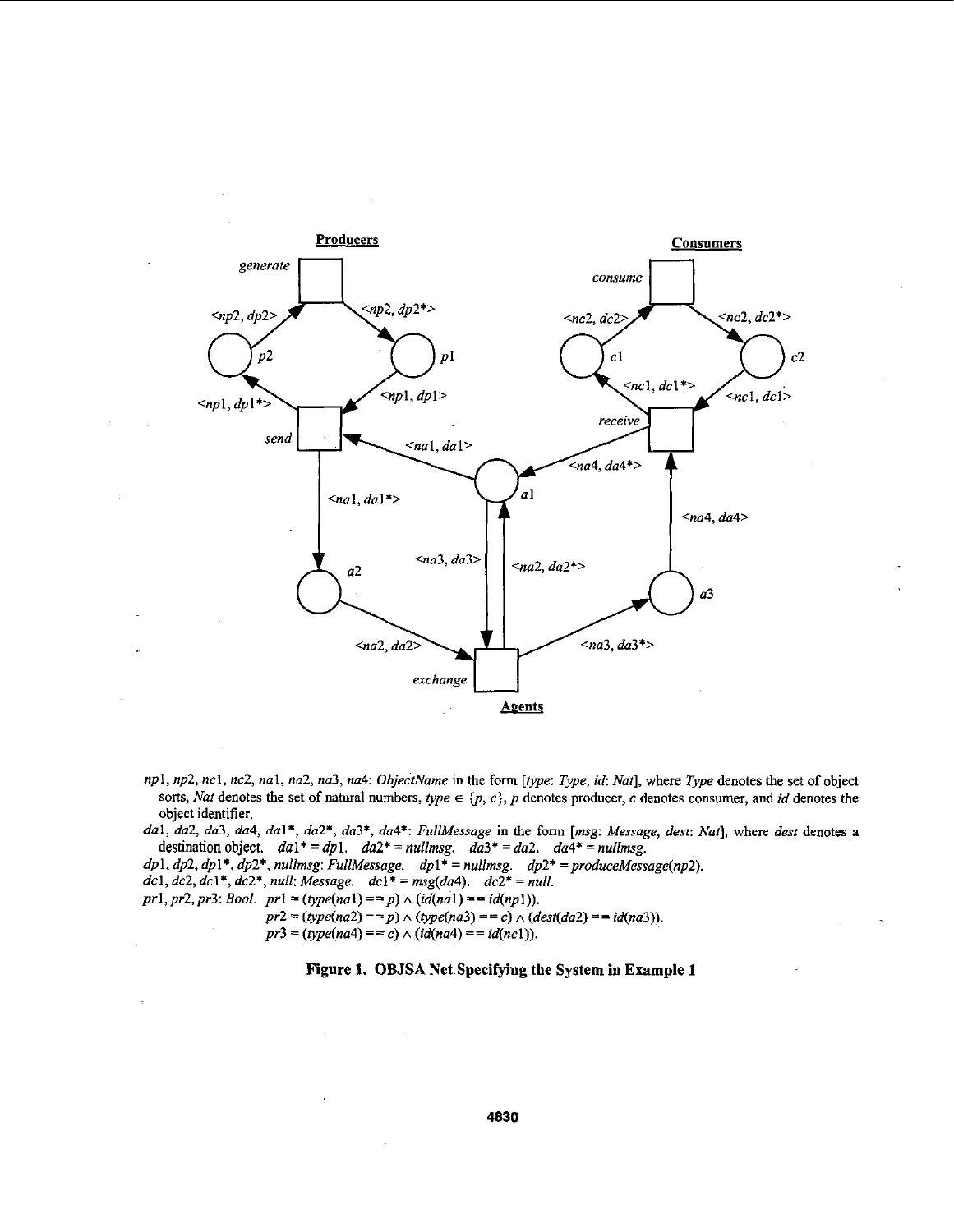*np*1, *np*2, *nc*1, *nc*2, *na*1, *na*2, *na*3, *na*4: *ObjectName* in the form [*type*: *Type*, *id*: *Nat*], where *Type* denotes the set of object sorts, *Nat* denotes the set of natural numbers, $type \in \{p, c\}$, *p* denotes producer, *c* denotes consumer, and *id* denotes the object identifier.

*da*1, *da*2, *da*3, *da*4, *da*1*, *da*2*, *da*3*, *da*4*: *FullMessage* in the form [*msg*: *Message*, *dest*: *Nat*], where *dest* denotes a destination object. $da1^* = dp1$. $da2^* = nullmsg$. $da3^* = da2$. $da4^* = nullmsg$.

*dp*1, *dp*2, *dp*1*, *dp*2*, *nullmsg*: *FullMessage*. $dp1^* = nullmsg$. $dp2^* = produceMessage(np2)$.

*dc*1, *dc*2, *dc*1*, *dc*2*, *null*: *Message*. $dc1^* = msg(da4)$. $dc2^* = null$.

*pr*1, *pr*2, *pr*3: *Bool*. $pr1 = (type(na1) == p) \wedge (id(na1) == id(np1))$.

$pr2 = (type(na2) == p) \wedge (type(na3) == c) \wedge (dest(da2) == id(na3))$.

$pr3 = (type(na4) == c) \wedge (id(na4) == id(nc1))$.

**Figure 1. OBJSA Net Specifying the System in Example 1**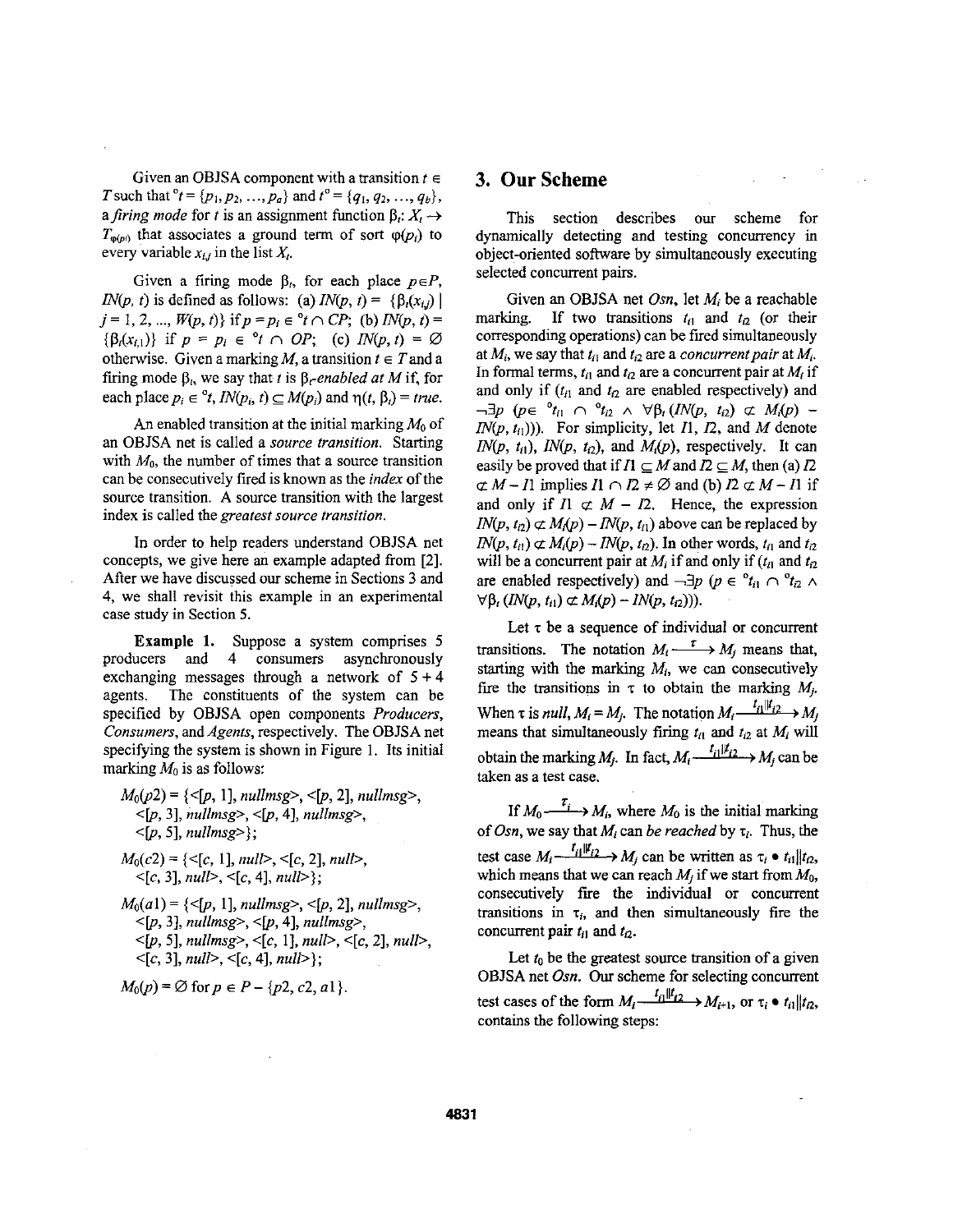Given an OBJSA component with a transition $t \in T$ such that ${}^{\circ}t = \{p_1, p_2, \ldots, p_a\}$ and $t^{\circ} = \{q_1, q_2, \ldots, q_b\}$, a *firing mode* for $t$ is an assignment function $\beta_t$: $X_t \rightarrow T_{\varphi(p_i)}$ that associates a ground term of sort $\varphi(p_i)$ to every variable $x_{i,j}$ in the list $X_t$.

Given a firing mode $\beta_t$, for each place $p \in P$, $IN(p, t)$ is defined as follows: (a) $IN(p, t) = \{\beta_t(x_{i,j}) \mid j = 1, 2, \ldots, W(p, t)\}$ if $p = p_i \in {}^{\circ}t \cap CP$; (b) $IN(p, t) = \{\beta_t(x_{i,1})\}$ if $p = p_i \in {}^{\circ}t \cap OP$; (c) $IN(p, t) = \emptyset$ otherwise. Given a marking $M$, a transition $t \in T$ and a firing mode $\beta_t$, we say that $t$ is $\beta_t$*-enabled at* $M$ if, for each place $p_i \in {}^{\circ}t$, $IN(p_i, t) \subseteq M(p_i)$ and $\eta(t, \beta_t) = true$.

An enabled transition at the initial marking $M_0$ of an OBJSA net is called a *source transition*. Starting with $M_0$, the number of times that a source transition can be consecutively fired is known as the *index* of the source transition. A source transition with the largest index is called the *greatest source transition*.

In order to help readers understand OBJSA net concepts, we give here an example adapted from [2]. After we have discussed our scheme in Sections 3 and 4, we shall revisit this example in an experimental case study in Section 5.

**Example 1.** Suppose a system comprises 5 producers and 4 consumers asynchronously exchanging messages through a network of 5 + 4 agents. The constituents of the system can be specified by OBJSA open components *Producers*, *Consumers*, and *Agents*, respectively. The OBJSA net specifying the system is shown in Figure 1. Its initial marking $M_0$ is as follows:

$M_0(p2) = \{$<[*p*, 1], *nullmsg*>, <[*p*, 2], *nullmsg*>, <[*p*, 3], *nullmsg*>, <[*p*, 4], *nullmsg*>, <[*p*, 5], *nullmsg*>$\}$;

$M_0(c2) = \{$<[*c*, 1], *null*>, <[*c*, 2], *null*>, <[*c*, 3], *null*>, <[*c*, 4], *null*>$\}$;

$M_0(a1) = \{$<[*p*, 1], *nullmsg*>, <[*p*, 2], *nullmsg*>, <[*p*, 3], *nullmsg*>, <[*p*, 4], *nullmsg*>, <[*p*, 5], *nullmsg*>, <[*c*, 1], *null*>, <[*c*, 2], *null*>, <[*c*, 3], *null*>, <[*c*, 4], *null*>$\}$;

$M_0(p) = \emptyset$ for $p \in P - \{p2, c2, a1\}$.

# 3. Our Scheme

This section describes our scheme for dynamically detecting and testing concurrency in object-oriented software by simultaneously executing selected concurrent pairs.

Given an OBJSA net *Osn*, let $M_i$ be a reachable marking. If two transitions $t_{i1}$ and $t_{i2}$ (or their corresponding operations) can be fired simultaneously at $M_i$, we say that $t_{i1}$ and $t_{i2}$ are a *concurrent pair* at $M_i$. In formal terms, $t_{i1}$ and $t_{i2}$ are a concurrent pair at $M_i$ if and only if ($t_{i1}$ and $t_{i2}$ are enabled respectively) and $\neg\exists p$ ($p \in {}^{\circ}t_{i1} \cap {}^{\circ}t_{i2} \wedge \forall\beta_t\,(IN(p, t_{i2}) \not\subset M_i(p) - IN(p, t_{i1}))$). For simplicity, let $I1$, $I2$, and $M$ denote $IN(p, t_{i1})$, $IN(p, t_{i2})$, and $M_i(p)$, respectively. It can easily be proved that if $I1 \subseteq M$ and $I2 \subseteq M$, then (a) $I2 \not\subset M - I1$ implies $I1 \cap I2 \neq \emptyset$ and (b) $I2 \not\subset M - I1$ if and only if $I1 \not\subset M - I2$. Hence, the expression $IN(p, t_{i2}) \not\subset M_i(p) - IN(p, t_{i1})$ above can be replaced by $IN(p, t_{i1}) \not\subset M_i(p) - IN(p, t_{i2})$. In other words, $t_{i1}$ and $t_{i2}$ will be a concurrent pair at $M_i$ if and only if ($t_{i1}$ and $t_{i2}$ are enabled respectively) and $\neg\exists p$ ($p \in {}^{\circ}t_{i1} \cap {}^{\circ}t_{i2} \wedge \forall\beta_t\,(IN(p, t_{i1}) \not\subset M_i(p) - IN(p, t_{i2}))$).

Let $\tau$ be a sequence of individual or concurrent transitions. The notation $M_i \xrightarrow{\tau} M_j$ means that, starting with the marking $M_i$, we can consecutively fire the transitions in $\tau$ to obtain the marking $M_j$. When $\tau$ is *null*, $M_i = M_j$. The notation $M_i \xrightarrow{t_{i1}\|t_{i2}} M_j$ means that simultaneously firing $t_{i1}$ and $t_{i2}$ at $M_i$ will obtain the marking $M_j$. In fact, $M_i \xrightarrow{t_{i1}\|t_{i2}} M_j$ can be taken as a test case.

If $M_0 \xrightarrow{\tau_i} M_i$, where $M_0$ is the initial marking of *Osn*, we say that $M_i$ *can be reached* by $\tau_i$. Thus, the test case $M_i \xrightarrow{t_{i1}\|t_{i2}} M_j$ can be written as $\tau_i \bullet t_{i1}\|t_{i2}$, which means that we can reach $M_j$ if we start from $M_0$, consecutively fire the individual or concurrent transitions in $\tau_i$, and then simultaneously fire the concurrent pair $t_{i1}$ and $t_{i2}$.

Let $t_0$ be the greatest source transition of a given OBJSA net *Osn*. Our scheme for selecting concurrent test cases of the form $M_i \xrightarrow{t_{i1}\|t_{i2}} M_{i+1}$, or $\tau_i \bullet t_{i1}\|t_{i2}$, contains the following steps: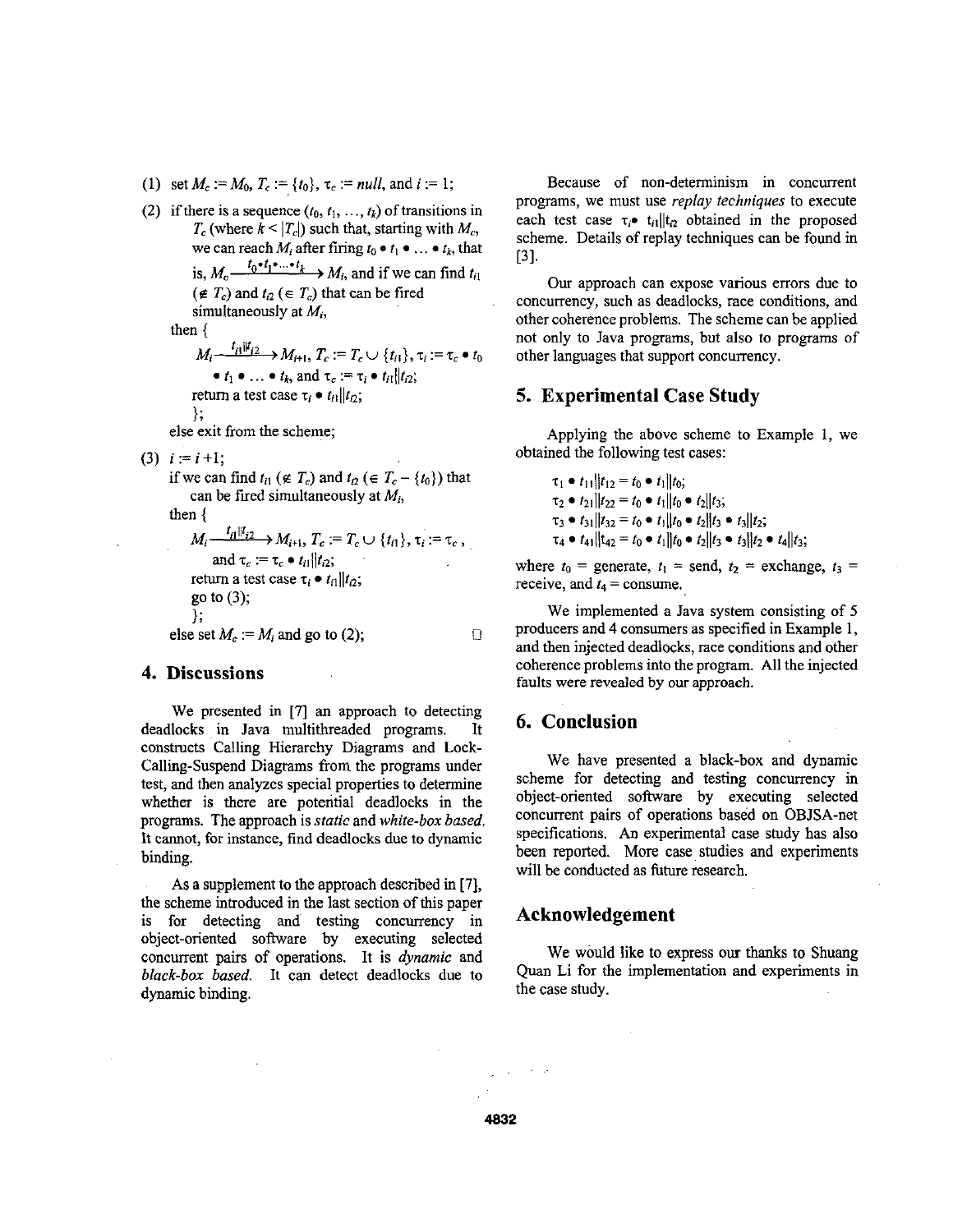(1) set $M_c := M_0$, $T_c := \{t_0\}$, $\tau_c := null$, and $i := 1$;

(2) if there is a sequence $(t_0, t_1, \ldots, t_k)$ of transitions in $T_c$ (where $k < |T_c|$) such that, starting with $M_c$, we can reach $M_i$ after firing $t_0 \bullet t_1 \bullet \ldots \bullet t_k$, that is, $M_c \xrightarrow{t_0 \bullet t_1 \bullet \ldots \bullet t_k} M_i$, and if we can find $t_{i1}$ ($\notin T_c$) and $t_{i2}$ ($\in T_c$) that can be fired simultaneously at $M_i$,

then {

$M_i \xrightarrow{t_{i1} \| t_{i2}} M_{i+1}$, $T_c := T_c \cup \{t_{i1}\}$, $\tau_i := \tau_c \bullet t_0 \bullet t_1 \bullet \ldots \bullet t_k$, and $\tau_c := \tau_i \bullet t_{i1} \| t_{i2}$;

return a test case $\tau_i \bullet t_{i1} \| t_{i2}$;

};

else exit from the scheme;

(3) $i := i + 1$;

if we can find $t_{i1}$ ($\notin T_c$) and $t_{i2}$ ($\in T_c - \{t_0\}$) that can be fired simultaneously at $M_i$,

then {

$M_i \xrightarrow{t_{i1} \| t_{i2}} M_{i+1}$, $T_c := T_c \cup \{t_{i1}\}$, $\tau_i := \tau_c$, and $\tau_c := \tau_c \bullet t_{i1} \| t_{i2}$;

return a test case $\tau_i \bullet t_{i1} \| t_{i2}$;

go to (3);

};

else set $M_c := M_i$ and go to (2); □

## 4. Discussions

We presented in [7] an approach to detecting deadlocks in Java multithreaded programs. It constructs Calling Hierarchy Diagrams and Lock-Calling-Suspend Diagrams from the programs under test, and then analyzes special properties to determine whether is there are potential deadlocks in the programs. The approach is *static* and *white-box based*. It cannot, for instance, find deadlocks due to dynamic binding.

As a supplement to the approach described in [7], the scheme introduced in the last section of this paper is for detecting and testing concurrency in object-oriented software by executing selected concurrent pairs of operations. It is *dynamic* and *black-box based*. It can detect deadlocks due to dynamic binding.

Because of non-determinism in concurrent programs, we must use *replay techniques* to execute each test case $\tau_i \bullet t_{i1} \| t_{i2}$ obtained in the proposed scheme. Details of replay techniques can be found in [3].

Our approach can expose various errors due to concurrency, such as deadlocks, race conditions, and other coherence problems. The scheme can be applied not only to Java programs, but also to programs of other languages that support concurrency.

## 5. Experimental Case Study

Applying the above scheme to Example 1, we obtained the following test cases:

$\tau_1 \bullet t_{11} \| t_{12} = t_0 \bullet t_1 \| t_0$;

$\tau_2 \bullet t_{21} \| t_{22} = t_0 \bullet t_1 \| t_0 \bullet t_2 \| t_3$;

$\tau_3 \bullet t_{31} \| t_{32} = t_0 \bullet t_1 \| t_0 \bullet t_2 \| t_3 \bullet t_3 \| t_2$;

$\tau_4 \bullet t_{41} \| t_{42} = t_0 \bullet t_1 \| t_0 \bullet t_2 \| t_3 \bullet t_3 \| t_2 \bullet t_4 \| t_3$;

where $t_0$ = generate, $t_1$ = send, $t_2$ = exchange, $t_3$ = receive, and $t_4$ = consume.

We implemented a Java system consisting of 5 producers and 4 consumers as specified in Example 1, and then injected deadlocks, race conditions and other coherence problems into the program. All the injected faults were revealed by our approach.

## 6. Conclusion

We have presented a black-box and dynamic scheme for detecting and testing concurrency in object-oriented software by executing selected concurrent pairs of operations based on OBJSA-net specifications. An experimental case study has also been reported. More case studies and experiments will be conducted as future research.

## Acknowledgement

We would like to express our thanks to Shuang Quan Li for the implementation and experiments in the case study.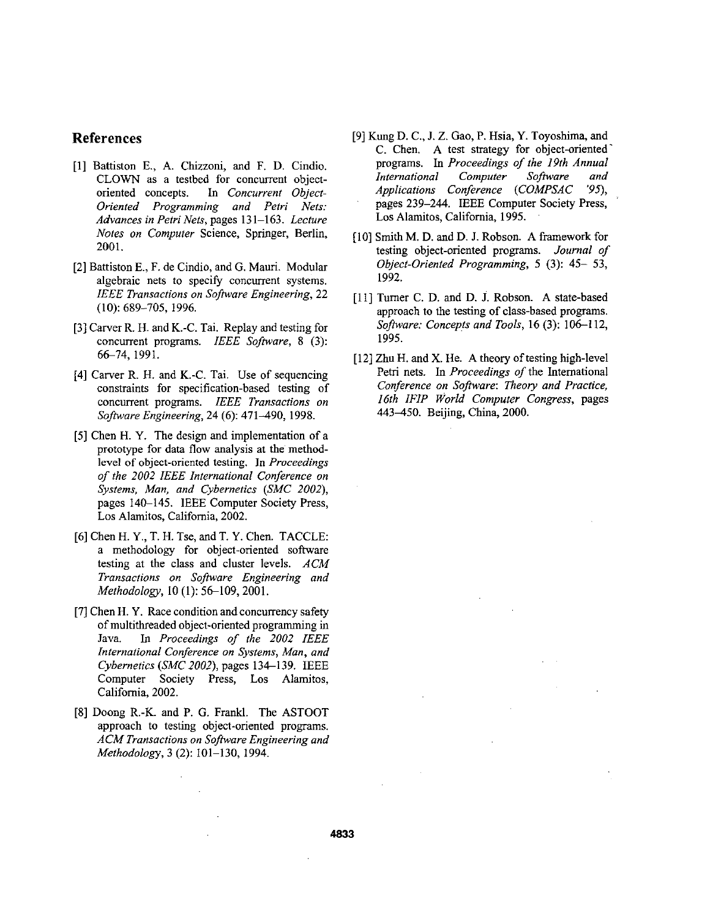## References

[1] Battiston E., A. Chizzoni, and F. D. Cindio. CLOWN as a testbed for concurrent object-oriented concepts. In *Concurrent Object-Oriented Programming and Petri Nets: Advances in Petri Nets*, pages 131–163. *Lecture Notes on Computer* Science, Springer, Berlin, 2001.

[2] Battiston E., F. de Cindio, and G. Mauri. Modular algebraic nets to specify concurrent systems. *IEEE Transactions on Software Engineering*, 22 (10): 689–705, 1996.

[3] Carver R. H. and K.-C. Tai. Replay and testing for concurrent programs. *IEEE Software*, 8 (3): 66–74, 1991.

[4] Carver R. H. and K.-C. Tai. Use of sequencing constraints for specification-based testing of concurrent programs. *IEEE Transactions on Software Engineering*, 24 (6): 471–490, 1998.

[5] Chen H. Y. The design and implementation of a prototype for data flow analysis at the method-level of object-oriented testing. In *Proceedings of the 2002 IEEE International Conference on Systems, Man, and Cybernetics (SMC 2002)*, pages 140–145. IEEE Computer Society Press, Los Alamitos, California, 2002.

[6] Chen H. Y., T. H. Tse, and T. Y. Chen. TACCLE: a methodology for object-oriented software testing at the class and cluster levels. *ACM Transactions on Software Engineering and Methodology*, 10 (1): 56–109, 2001.

[7] Chen H. Y. Race condition and concurrency safety of multithreaded object-oriented programming in Java. In *Proceedings of the 2002 IEEE International Conference on Systems, Man, and Cybernetics (SMC 2002)*, pages 134–139. IEEE Computer Society Press, Los Alamitos, California, 2002.

[8] Doong R.-K. and P. G. Frankl. The ASTOOT approach to testing object-oriented programs. *ACM Transactions on Software Engineering and Methodology*, 3 (2): 101–130, 1994.

[9] Kung D. C., J. Z. Gao, P. Hsia, Y. Toyoshima, and C. Chen. A test strategy for object-oriented programs. In *Proceedings of the 19th Annual International Computer Software and Applications Conference (COMPSAC '95)*, pages 239–244. IEEE Computer Society Press, Los Alamitos, California, 1995.

[10] Smith M. D. and D. J. Robson. A framework for testing object-oriented programs. *Journal of Object-Oriented Programming*, 5 (3): 45– 53, 1992.

[11] Turner C. D. and D. J. Robson. A state-based approach to the testing of class-based programs. *Software: Concepts and Tools*, 16 (3): 106–112, 1995.

[12] Zhu H. and X. He. A theory of testing high-level Petri nets. In *Proceedings of* the International *Conference on Software: Theory and Practice, 16th IFIP World Computer Congress*, pages 443–450. Beijing, China, 2000.